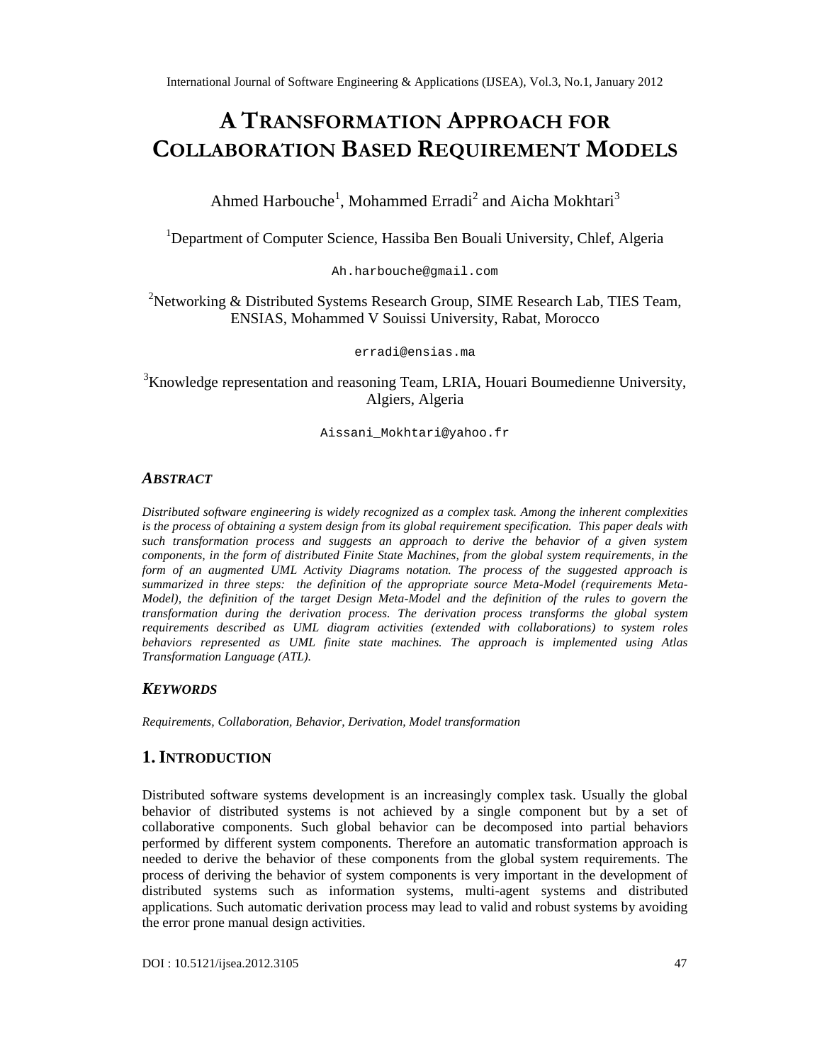# A Transformation Approach for Collaboration Based Requirement Models

Ahmed Harbouche[1], Mohammed Erradi[2] and Aicha Mokhtari[3]

[1]Department of Computer Science, Hassiba Ben Bouali University, Chlef, Algeria

Ah.harbouche@gmail.com

[2]Networking & Distributed Systems Research Group, SIME Research Lab, TIES Team, ENSIAS, Mohammed V Souissi University, Rabat, Morocco

erradi@ensias.ma

[3]Knowledge representation and reasoning Team, LRIA, Houari Boumedienne University, Algiers, Algeria

Aissani_Mokhtari@yahoo.fr

### *Abstract*

*Distributed software engineering is widely recognized as a complex task. Among the inherent complexities is the process of obtaining a system design from its global requirement specification. This paper deals with such transformation process and suggests an approach to derive the behavior of a given system components, in the form of distributed Finite State Machines, from the global system requirements, in the form of an augmented UML Activity Diagrams notation. The process of the suggested approach is summarized in three steps: the definition of the appropriate source Meta-Model (requirements Meta-Model), the definition of the target Design Meta-Model and the definition of the rules to govern the transformation during the derivation process. The derivation process transforms the global system requirements described as UML diagram activities (extended with collaborations) to system roles behaviors represented as UML finite state machines. The approach is implemented using Atlas Transformation Language (ATL).*

### *Keywords*

*Requirements, Collaboration, Behavior, Derivation, Model transformation*

## 1. Introduction

Distributed software systems development is an increasingly complex task. Usually the global behavior of distributed systems is not achieved by a single component but by a set of collaborative components. Such global behavior can be decomposed into partial behaviors performed by different system components. Therefore an automatic transformation approach is needed to derive the behavior of these components from the global system requirements. The process of deriving the behavior of system components is very important in the development of distributed systems such as information systems, multi-agent systems and distributed applications. Such automatic derivation process may lead to valid and robust systems by avoiding the error prone manual design activities.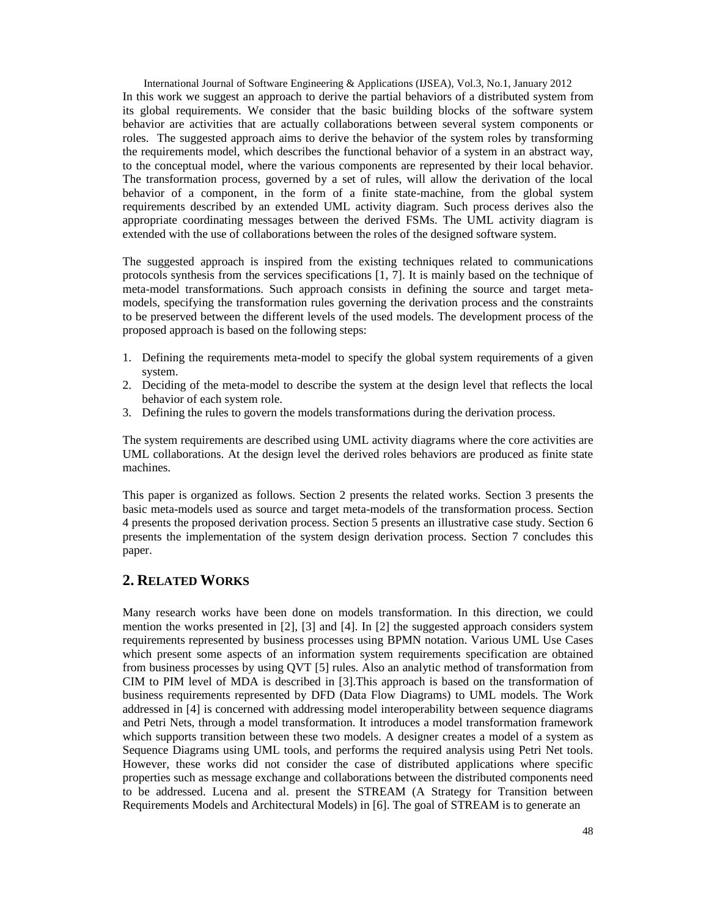In this work we suggest an approach to derive the partial behaviors of a distributed system from its global requirements. We consider that the basic building blocks of the software system behavior are activities that are actually collaborations between several system components or roles. The suggested approach aims to derive the behavior of the system roles by transforming the requirements model, which describes the functional behavior of a system in an abstract way, to the conceptual model, where the various components are represented by their local behavior. The transformation process, governed by a set of rules, will allow the derivation of the local behavior of a component, in the form of a finite state-machine, from the global system requirements described by an extended UML activity diagram. Such process derives also the appropriate coordinating messages between the derived FSMs. The UML activity diagram is extended with the use of collaborations between the roles of the designed software system.

The suggested approach is inspired from the existing techniques related to communications protocols synthesis from the services specifications [1, 7]. It is mainly based on the technique of meta-model transformations. Such approach consists in defining the source and target meta-models, specifying the transformation rules governing the derivation process and the constraints to be preserved between the different levels of the used models. The development process of the proposed approach is based on the following steps:

1. Defining the requirements meta-model to specify the global system requirements of a given system.
2. Deciding of the meta-model to describe the system at the design level that reflects the local behavior of each system role.
3. Defining the rules to govern the models transformations during the derivation process.

The system requirements are described using UML activity diagrams where the core activities are UML collaborations. At the design level the derived roles behaviors are produced as finite state machines.

This paper is organized as follows. Section 2 presents the related works. Section 3 presents the basic meta-models used as source and target meta-models of the transformation process. Section 4 presents the proposed derivation process. Section 5 presents an illustrative case study. Section 6 presents the implementation of the system design derivation process. Section 7 concludes this paper.

## 2. Related Works

Many research works have been done on models transformation. In this direction, we could mention the works presented in [2], [3] and [4]. In [2] the suggested approach considers system requirements represented by business processes using BPMN notation. Various UML Use Cases which present some aspects of an information system requirements specification are obtained from business processes by using QVT [5] rules. Also an analytic method of transformation from CIM to PIM level of MDA is described in [3].This approach is based on the transformation of business requirements represented by DFD (Data Flow Diagrams) to UML models. The Work addressed in [4] is concerned with addressing model interoperability between sequence diagrams and Petri Nets, through a model transformation. It introduces a model transformation framework which supports transition between these two models. A designer creates a model of a system as Sequence Diagrams using UML tools, and performs the required analysis using Petri Net tools. However, these works did not consider the case of distributed applications where specific properties such as message exchange and collaborations between the distributed components need to be addressed. Lucena and al. present the STREAM (A Strategy for Transition between Requirements Models and Architectural Models) in [6]. The goal of STREAM is to generate an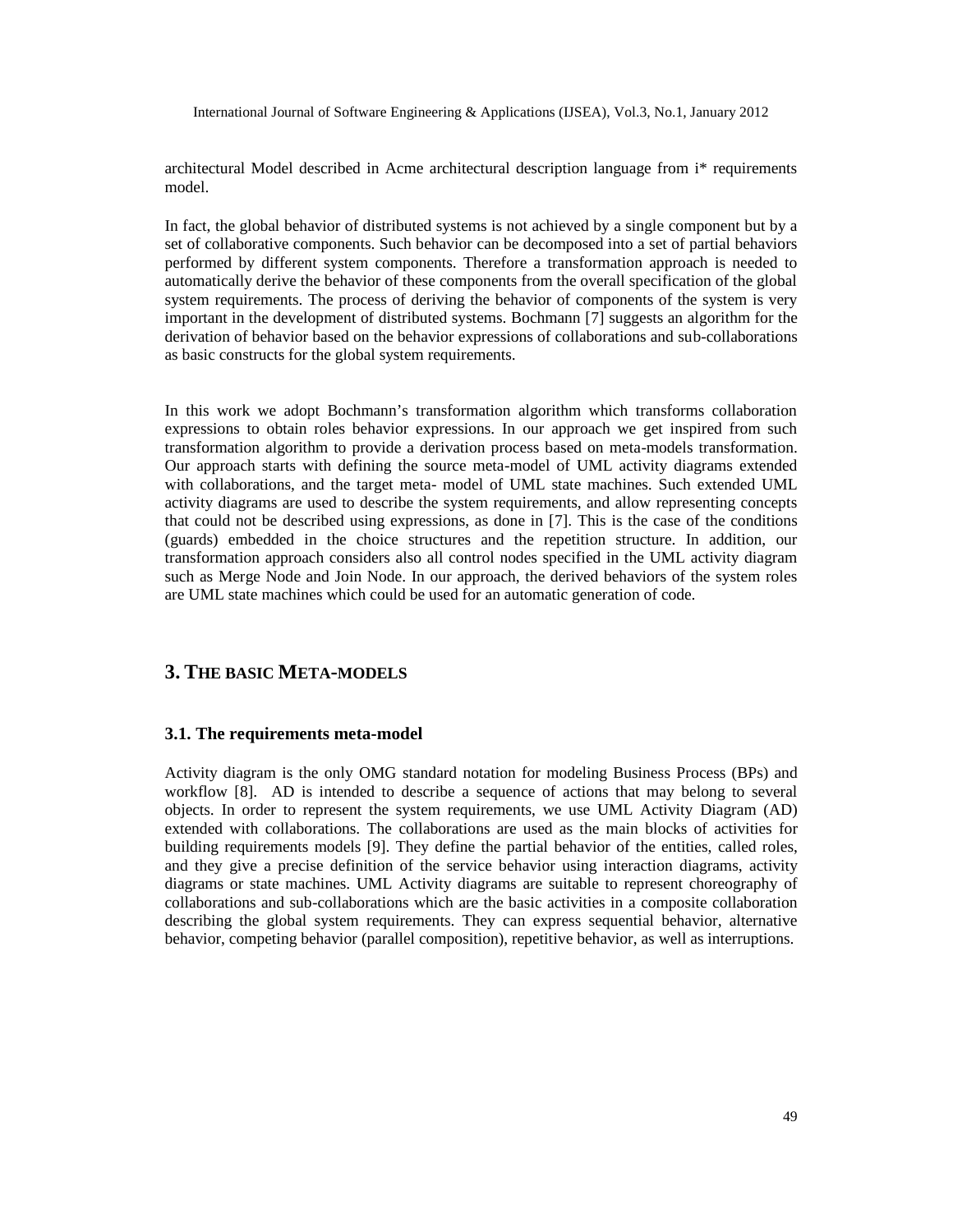architectural Model described in Acme architectural description language from i* requirements model.

In fact, the global behavior of distributed systems is not achieved by a single component but by a set of collaborative components. Such behavior can be decomposed into a set of partial behaviors performed by different system components. Therefore a transformation approach is needed to automatically derive the behavior of these components from the overall specification of the global system requirements. The process of deriving the behavior of components of the system is very important in the development of distributed systems. Bochmann [7] suggests an algorithm for the derivation of behavior based on the behavior expressions of collaborations and sub-collaborations as basic constructs for the global system requirements.

In this work we adopt Bochmann's transformation algorithm which transforms collaboration expressions to obtain roles behavior expressions. In our approach we get inspired from such transformation algorithm to provide a derivation process based on meta-models transformation. Our approach starts with defining the source meta-model of UML activity diagrams extended with collaborations, and the target meta- model of UML state machines. Such extended UML activity diagrams are used to describe the system requirements, and allow representing concepts that could not be described using expressions, as done in [7]. This is the case of the conditions (guards) embedded in the choice structures and the repetition structure. In addition, our transformation approach considers also all control nodes specified in the UML activity diagram such as Merge Node and Join Node. In our approach, the derived behaviors of the system roles are UML state machines which could be used for an automatic generation of code.

## 3. The basic Meta-models

### 3.1. The requirements meta-model

Activity diagram is the only OMG standard notation for modeling Business Process (BPs) and workflow [8]. AD is intended to describe a sequence of actions that may belong to several objects. In order to represent the system requirements, we use UML Activity Diagram (AD) extended with collaborations. The collaborations are used as the main blocks of activities for building requirements models [9]. They define the partial behavior of the entities, called roles, and they give a precise definition of the service behavior using interaction diagrams, activity diagrams or state machines. UML Activity diagrams are suitable to represent choreography of collaborations and sub-collaborations which are the basic activities in a composite collaboration describing the global system requirements. They can express sequential behavior, alternative behavior, competing behavior (parallel composition), repetitive behavior, as well as interruptions.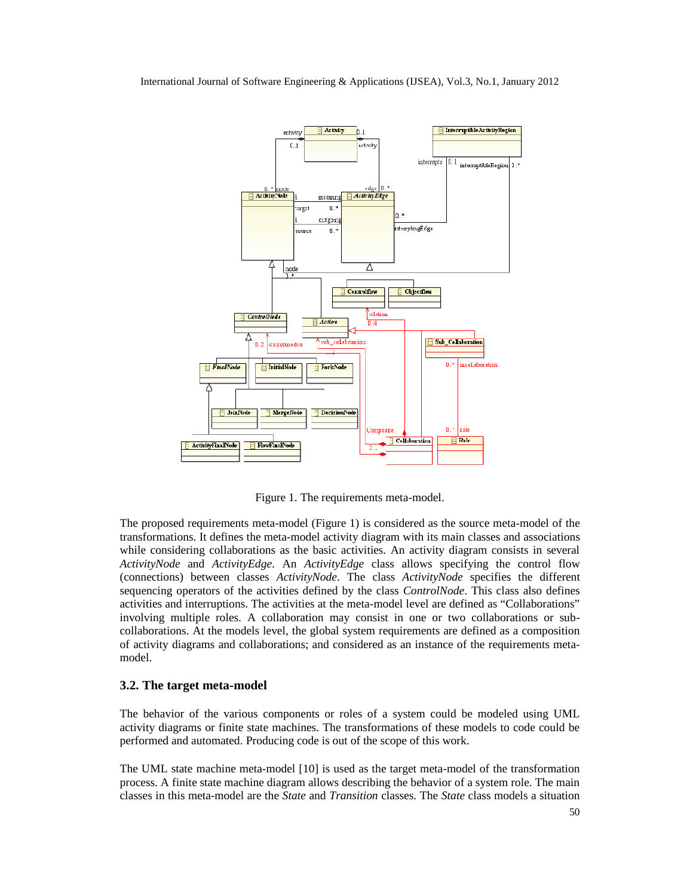Figure 1. The requirements meta-model.

The proposed requirements meta-model (Figure 1) is considered as the source meta-model of the transformations. It defines the meta-model activity diagram with its main classes and associations while considering collaborations as the basic activities. An activity diagram consists in several *ActivityNode* and *ActivityEdge*. An *ActivityEdge* class allows specifying the control flow (connections) between classes *ActivityNode*. The class *ActivityNode* specifies the different sequencing operators of the activities defined by the class *ControlNode*. This class also defines activities and interruptions. The activities at the meta-model level are defined as “Collaborations” involving multiple roles. A collaboration may consist in one or two collaborations or sub-collaborations. At the models level, the global system requirements are defined as a composition of activity diagrams and collaborations; and considered as an instance of the requirements meta-model.

### 3.2. The target meta-model

The behavior of the various components or roles of a system could be modeled using UML activity diagrams or finite state machines. The transformations of these models to code could be performed and automated. Producing code is out of the scope of this work.

The UML state machine meta-model [10] is used as the target meta-model of the transformation process. A finite state machine diagram allows describing the behavior of a system role. The main classes in this meta-model are the *State* and *Transition* classes. The *State* class models a situation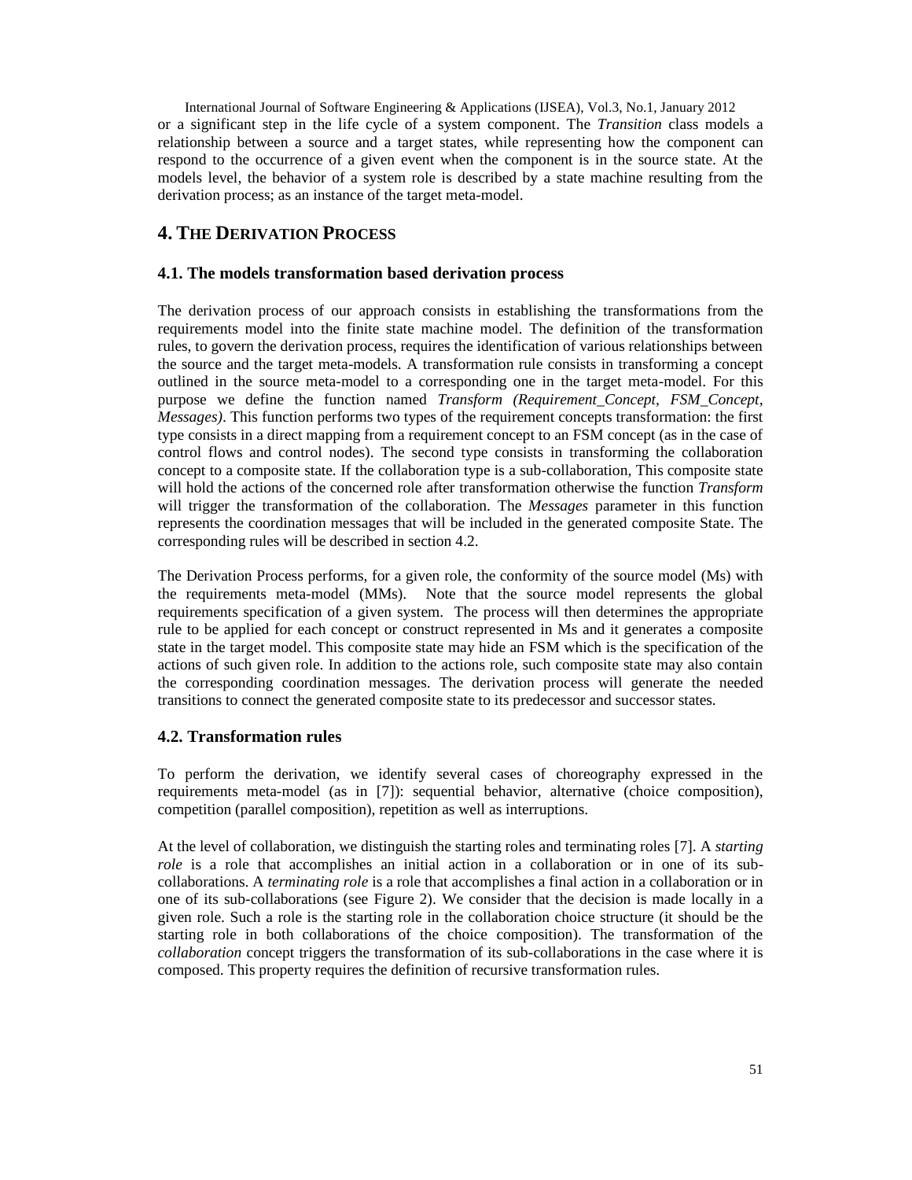or a significant step in the life cycle of a system component. The *Transition* class models a relationship between a source and a target states, while representing how the component can respond to the occurrence of a given event when the component is in the source state. At the models level, the behavior of a system role is described by a state machine resulting from the derivation process; as an instance of the target meta-model.

## 4. The Derivation Process

### 4.1. The models transformation based derivation process

The derivation process of our approach consists in establishing the transformations from the requirements model into the finite state machine model. The definition of the transformation rules, to govern the derivation process, requires the identification of various relationships between the source and the target meta-models. A transformation rule consists in transforming a concept outlined in the source meta-model to a corresponding one in the target meta-model. For this purpose we define the function named *Transform (Requirement_Concept*, *FSM_Concept*, *Messages)*. This function performs two types of the requirement concepts transformation: the first type consists in a direct mapping from a requirement concept to an FSM concept (as in the case of control flows and control nodes). The second type consists in transforming the collaboration concept to a composite state. If the collaboration type is a sub-collaboration, This composite state will hold the actions of the concerned role after transformation otherwise the function *Transform* will trigger the transformation of the collaboration. The *Messages* parameter in this function represents the coordination messages that will be included in the generated composite State. The corresponding rules will be described in section 4.2.

The Derivation Process performs, for a given role, the conformity of the source model (Ms) with the requirements meta-model (MMs). Note that the source model represents the global requirements specification of a given system. The process will then determines the appropriate rule to be applied for each concept or construct represented in Ms and it generates a composite state in the target model. This composite state may hide an FSM which is the specification of the actions of such given role. In addition to the actions role, such composite state may also contain the corresponding coordination messages. The derivation process will generate the needed transitions to connect the generated composite state to its predecessor and successor states.

### 4.2. Transformation rules

To perform the derivation, we identify several cases of choreography expressed in the requirements meta-model (as in [7]): sequential behavior, alternative (choice composition), competition (parallel composition), repetition as well as interruptions.

At the level of collaboration, we distinguish the starting roles and terminating roles [7]. A *starting role* is a role that accomplishes an initial action in a collaboration or in one of its sub-collaborations. A *terminating role* is a role that accomplishes a final action in a collaboration or in one of its sub-collaborations (see Figure 2). We consider that the decision is made locally in a given role. Such a role is the starting role in the collaboration choice structure (it should be the starting role in both collaborations of the choice composition). The transformation of the *collaboration* concept triggers the transformation of its sub-collaborations in the case where it is composed. This property requires the definition of recursive transformation rules.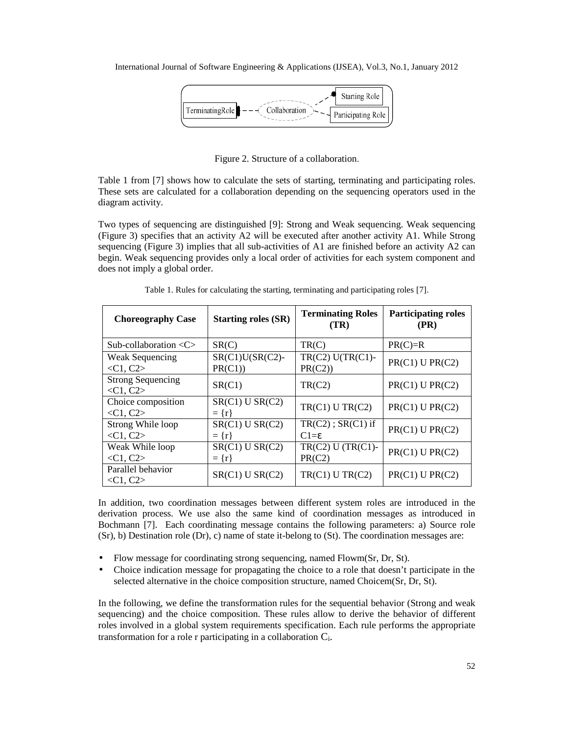Figure 2. Structure of a collaboration.

Table 1 from [7] shows how to calculate the sets of starting, terminating and participating roles. These sets are calculated for a collaboration depending on the sequencing operators used in the diagram activity.

Two types of sequencing are distinguished [9]: Strong and Weak sequencing. Weak sequencing (Figure 3) specifies that an activity A2 will be executed after another activity A1. While Strong sequencing (Figure 3) implies that all sub-activities of A1 are finished before an activity A2 can begin. Weak sequencing provides only a local order of activities for each system component and does not imply a global order.

Table 1. Rules for calculating the starting, terminating and participating roles [7].

| Choreography Case | Starting roles (SR) | Terminating Roles (TR) | Participating roles (PR) |
|---|---|---|---|
| Sub-collaboration <C> | SR(C) | TR(C) | PR(C)=R |
| Weak Sequencing <C1, C2> | SR(C1)U(SR(C2)-PR(C1)) | TR(C2) U(TR(C1)-PR(C2)) | PR(C1) U PR(C2) |
| Strong Sequencing <C1, C2> | SR(C1) | TR(C2) | PR(C1) U PR(C2) |
| Choice composition <C1, C2> | SR(C1) U SR(C2) = {r} | TR(C1) U TR(C2) | PR(C1) U PR(C2) |
| Strong While loop <C1, C2> | SR(C1) U SR(C2) = {r} | TR(C2) ; SR(C1) if C1=ε | PR(C1) U PR(C2) |
| Weak While loop <C1, C2> | SR(C1) U SR(C2) = {r} | TR(C2) U (TR(C1)-PR(C2) | PR(C1) U PR(C2) |
| Parallel behavior <C1, C2> | SR(C1) U SR(C2) | TR(C1) U TR(C2) | PR(C1) U PR(C2) |

In addition, two coordination messages between different system roles are introduced in the derivation process. We use also the same kind of coordination messages as introduced in Bochmann [7]. Each coordinating message contains the following parameters: a) Source role (Sr), b) Destination role (Dr), c) name of state it-belong to (St). The coordination messages are:

- Flow message for coordinating strong sequencing, named Flowm(Sr, Dr, St).
- Choice indication message for propagating the choice to a role that doesn't participate in the selected alternative in the choice composition structure, named Choicem(Sr, Dr, St).

In the following, we define the transformation rules for the sequential behavior (Strong and weak sequencing) and the choice composition. These rules allow to derive the behavior of different roles involved in a global system requirements specification. Each rule performs the appropriate transformation for a role r participating in a collaboration $C_i$.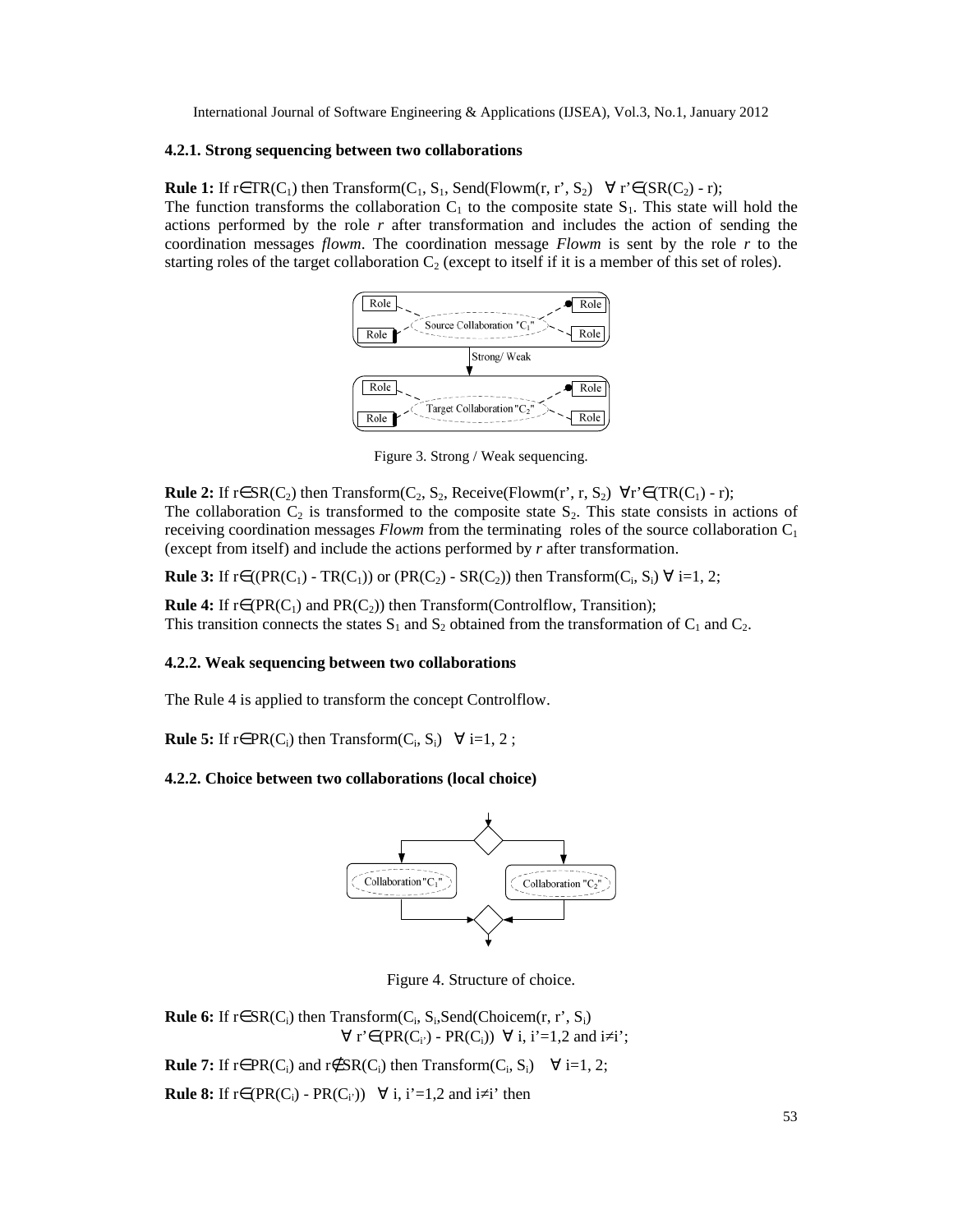#### 4.2.1. Strong sequencing between two collaborations

**Rule 1:** If $r \in TR(C_1)$ then Transform($C_1$, $S_1$, Send(Flowm(r, r', $S_2$) $\forall$ $r' \in (SR(C_2) - r)$;
The function transforms the collaboration $C_1$ to the composite state $S_1$. This state will hold the actions performed by the role *r* after transformation and includes the action of sending the coordination messages *flowm*. The coordination message *Flowm* is sent by the role *r* to the starting roles of the target collaboration $C_2$ (except to itself if it is a member of this set of roles).

Figure 3. Strong / Weak sequencing.

**Rule 2:** If $r \in SR(C_2)$ then Transform($C_2$, $S_2$, Receive(Flowm(r', r, $S_2$) $\forall r' \in (TR(C_1) - r)$;
The collaboration $C_2$ is transformed to the composite state $S_2$. This state consists in actions of receiving coordination messages *Flowm* from the terminating roles of the source collaboration $C_1$ (except from itself) and include the actions performed by *r* after transformation.

**Rule 3:** If $r \in ((PR(C_1) - TR(C_1))$ or $(PR(C_2) - SR(C_2))$ then Transform($C_i$, $S_i$) $\forall$ i=1, 2;

**Rule 4:** If $r \in (PR(C_1)$ and $PR(C_2))$ then Transform(Controlflow, Transition);
This transition connects the states $S_1$ and $S_2$ obtained from the transformation of $C_1$ and $C_2$.

#### 4.2.2. Weak sequencing between two collaborations

The Rule 4 is applied to transform the concept Controlflow.

**Rule 5:** If $r \in PR(C_i)$ then Transform($C_i$, $S_i$) $\forall$ i=1, 2 ;

#### 4.2.2. Choice between two collaborations (local choice)

Figure 4. Structure of choice.

**Rule 6:** If $r \in SR(C_i)$ then Transform($C_i$, $S_i$,Send(Choicem(r, r', $S_i$) $\forall$ $r' \in (PR(C_{i'}) - PR(C_i))$ $\forall$ i, i'=1,2 and $i \neq i'$;

**Rule 7:** If $r \in PR(C_i)$ and $r \notin SR(C_i)$ then Transform($C_i$, $S_i$) $\forall$ i=1, 2;

**Rule 8:** If $r \in (PR(C_i) - PR(C_{i'}))$ $\forall$ i, i'=1,2 and $i \neq i'$ then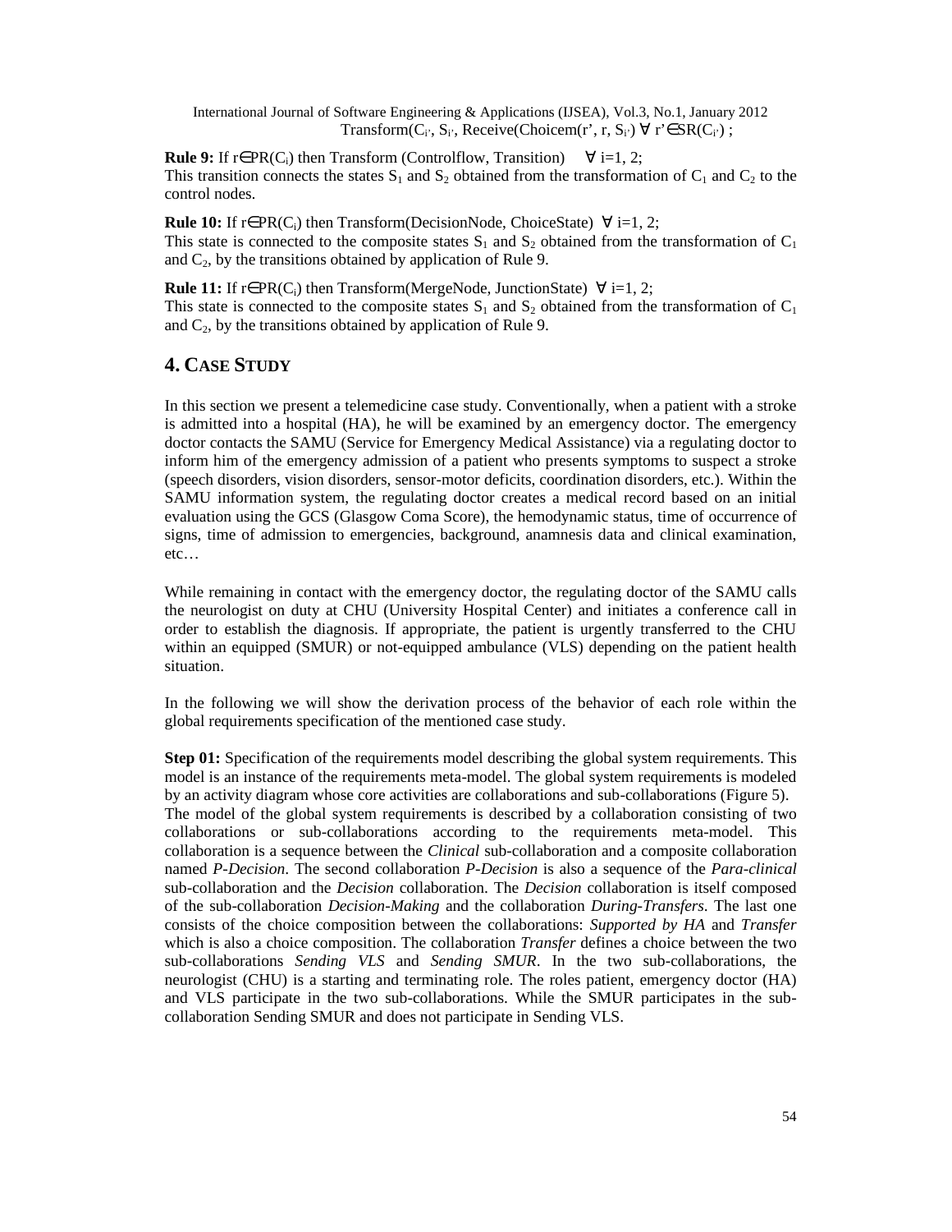$\text{Transform}(C_{i'}, S_{i'}, \text{Receive}(\text{Choicem}(r', r, S_{i'}) \; \forall \; r' \in SR(C_{i'})$ ;

**Rule 9:** If $r \in PR(C_i)$ then Transform (Controlflow, Transition) $\forall$ i=1, 2;
This transition connects the states $S_1$ and $S_2$ obtained from the transformation of $C_1$ and $C_2$ to the control nodes.

**Rule 10:** If $r \in PR(C_i)$ then Transform(DecisionNode, ChoiceState) $\forall$ i=1, 2;
This state is connected to the composite states $S_1$ and $S_2$ obtained from the transformation of $C_1$ and $C_2$, by the transitions obtained by application of Rule 9.

**Rule 11:** If $r \in PR(C_i)$ then Transform(MergeNode, JunctionState) $\forall$ i=1, 2;
This state is connected to the composite states $S_1$ and $S_2$ obtained from the transformation of $C_1$ and $C_2$, by the transitions obtained by application of Rule 9.

## 4. CASE STUDY

In this section we present a telemedicine case study. Conventionally, when a patient with a stroke is admitted into a hospital (HA), he will be examined by an emergency doctor. The emergency doctor contacts the SAMU (Service for Emergency Medical Assistance) via a regulating doctor to inform him of the emergency admission of a patient who presents symptoms to suspect a stroke (speech disorders, vision disorders, sensor-motor deficits, coordination disorders, etc.). Within the SAMU information system, the regulating doctor creates a medical record based on an initial evaluation using the GCS (Glasgow Coma Score), the hemodynamic status, time of occurrence of signs, time of admission to emergencies, background, anamnesis data and clinical examination, etc…

While remaining in contact with the emergency doctor, the regulating doctor of the SAMU calls the neurologist on duty at CHU (University Hospital Center) and initiates a conference call in order to establish the diagnosis. If appropriate, the patient is urgently transferred to the CHU within an equipped (SMUR) or not-equipped ambulance (VLS) depending on the patient health situation.

In the following we will show the derivation process of the behavior of each role within the global requirements specification of the mentioned case study.

**Step 01:** Specification of the requirements model describing the global system requirements. This model is an instance of the requirements meta-model. The global system requirements is modeled by an activity diagram whose core activities are collaborations and sub-collaborations (Figure 5).
The model of the global system requirements is described by a collaboration consisting of two collaborations or sub-collaborations according to the requirements meta-model. This collaboration is a sequence between the *Clinical* sub-collaboration and a composite collaboration named *P-Decision*. The second collaboration *P-Decision* is also a sequence of the *Para-clinical* sub-collaboration and the *Decision* collaboration. The *Decision* collaboration is itself composed of the sub-collaboration *Decision-Making* and the collaboration *During-Transfers*. The last one consists of the choice composition between the collaborations: *Supported by HA* and *Transfer* which is also a choice composition. The collaboration *Transfer* defines a choice between the two sub-collaborations *Sending VLS* and *Sending SMUR*. In the two sub-collaborations, the neurologist (CHU) is a starting and terminating role. The roles patient, emergency doctor (HA) and VLS participate in the two sub-collaborations. While the SMUR participates in the sub-collaboration Sending SMUR and does not participate in Sending VLS.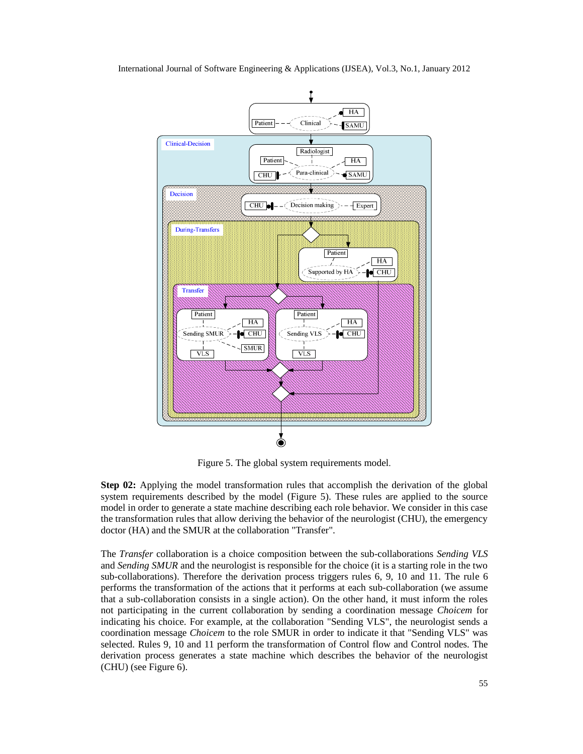Figure 5. The global system requirements model.

**Step 02:** Applying the model transformation rules that accomplish the derivation of the global system requirements described by the model (Figure 5). These rules are applied to the source model in order to generate a state machine describing each role behavior. We consider in this case the transformation rules that allow deriving the behavior of the neurologist (CHU), the emergency doctor (HA) and the SMUR at the collaboration "Transfer".

The *Transfer* collaboration is a choice composition between the sub-collaborations *Sending VLS* and *Sending SMUR* and the neurologist is responsible for the choice (it is a starting role in the two sub-collaborations). Therefore the derivation process triggers rules 6, 9, 10 and 11. The rule 6 performs the transformation of the actions that it performs at each sub-collaboration (we assume that a sub-collaboration consists in a single action). On the other hand, it must inform the roles not participating in the current collaboration by sending a coordination message *Choicem* for indicating his choice. For example, at the collaboration "Sending VLS", the neurologist sends a coordination message *Choicem* to the role SMUR in order to indicate it that "Sending VLS" was selected. Rules 9, 10 and 11 perform the transformation of Control flow and Control nodes. The derivation process generates a state machine which describes the behavior of the neurologist (CHU) (see Figure 6).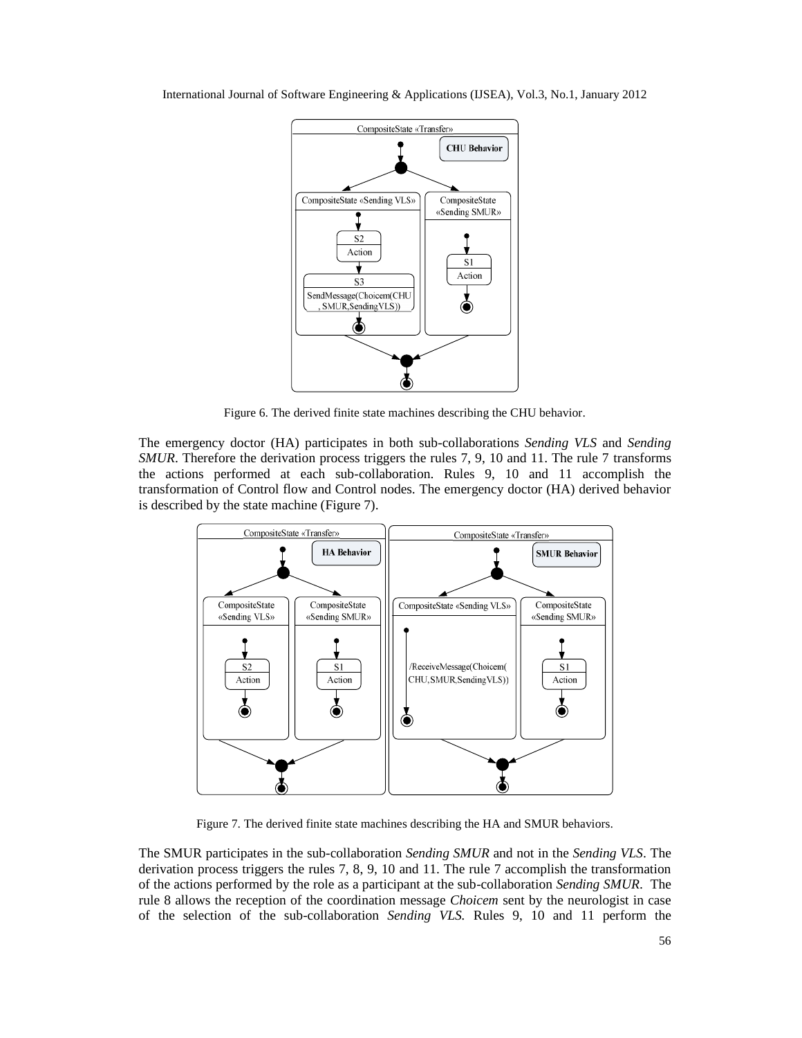Figure 6. The derived finite state machines describing the CHU behavior.

The emergency doctor (HA) participates in both sub-collaborations *Sending VLS* and *Sending SMUR*. Therefore the derivation process triggers the rules 7, 9, 10 and 11. The rule 7 transforms the actions performed at each sub-collaboration. Rules 9, 10 and 11 accomplish the transformation of Control flow and Control nodes. The emergency doctor (HA) derived behavior is described by the state machine (Figure 7).

Figure 7. The derived finite state machines describing the HA and SMUR behaviors.

The SMUR participates in the sub-collaboration *Sending SMUR* and not in the *Sending VLS*. The derivation process triggers the rules 7, 8, 9, 10 and 11. The rule 7 accomplish the transformation of the actions performed by the role as a participant at the sub-collaboration *Sending SMUR*. The rule 8 allows the reception of the coordination message *Choicem* sent by the neurologist in case of the selection of the sub-collaboration *Sending VLS.* Rules 9, 10 and 11 perform the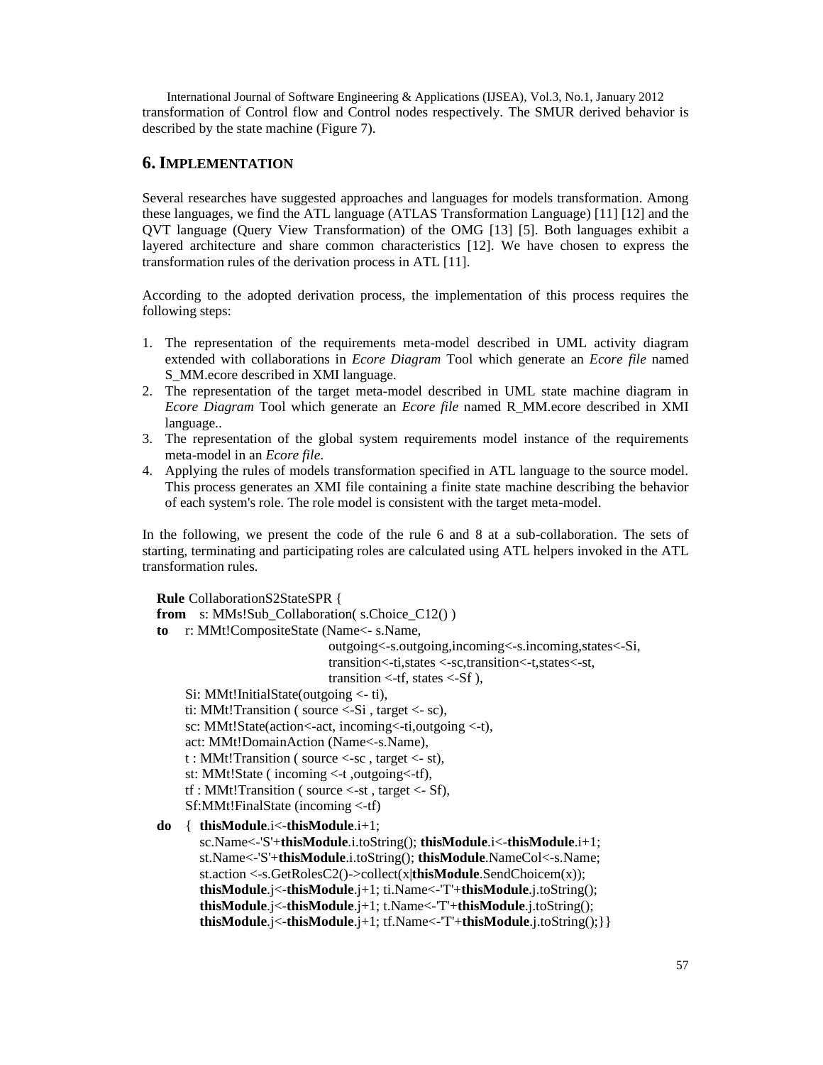transformation of Control flow and Control nodes respectively. The SMUR derived behavior is described by the state machine (Figure 7).

## 6. IMPLEMENTATION

Several researches have suggested approaches and languages for models transformation. Among these languages, we find the ATL language (ATLAS Transformation Language) [11] [12] and the QVT language (Query View Transformation) of the OMG [13] [5]. Both languages exhibit a layered architecture and share common characteristics [12]. We have chosen to express the transformation rules of the derivation process in ATL [11].

According to the adopted derivation process, the implementation of this process requires the following steps:

1. The representation of the requirements meta-model described in UML activity diagram extended with collaborations in *Ecore Diagram* Tool which generate an *Ecore file* named S_MM.ecore described in XMI language.
2. The representation of the target meta-model described in UML state machine diagram in *Ecore Diagram* Tool which generate an *Ecore file* named R_MM.ecore described in XMI language..
3. The representation of the global system requirements model instance of the requirements meta-model in an *Ecore file*.
4. Applying the rules of models transformation specified in ATL language to the source model. This process generates an XMI file containing a finite state machine describing the behavior of each system's role. The role model is consistent with the target meta-model.

In the following, we present the code of the rule 6 and 8 at a sub-collaboration. The sets of starting, terminating and participating roles are calculated using ATL helpers invoked in the ATL transformation rules.

```
Rule CollaborationS2StateSPR {
from   s: MMs!Sub_Collaboration( s.Choice_C12() )
to   r: MMt!CompositeState (Name<- s.Name,
                    outgoing<-s.outgoing,incoming<-s.incoming,states<-Si,
                    transition<-ti,states <-sc,transition<-t,states<-st,
                    transition <-tf, states <-Sf ),
     Si: MMt!InitialState(outgoing <- ti),
     ti: MMt!Transition ( source <-Si , target <- sc),
     sc: MMt!State(action<-act, incoming<-ti,outgoing <-t),
     act: MMt!DomainAction (Name<-s.Name),
     t : MMt!Transition ( source <-sc , target <- st),
     st: MMt!State ( incoming <-t ,outgoing<-tf),
     tf : MMt!Transition ( source <-st , target <- Sf),
     Sf:MMt!FinalState (incoming <-tf)
do  { thisModule.i<-thisModule.i+1;
     sc.Name<-'S'+thisModule.i.toString(); thisModule.i<-thisModule.i+1;
     st.Name<-'S'+thisModule.i.toString(); thisModule.NameCol<-s.Name;
     st.action <-s.GetRolesC2()->collect(x|thisModule.SendChoicem(x));
     thisModule.j<-thisModule.j+1; ti.Name<-'T'+thisModule.j.toString();
     thisModule.j<-thisModule.j+1; t.Name<-'T'+thisModule.j.toString();
     thisModule.j<-thisModule.j+1; tf.Name<-'T'+thisModule.j.toString();}}
```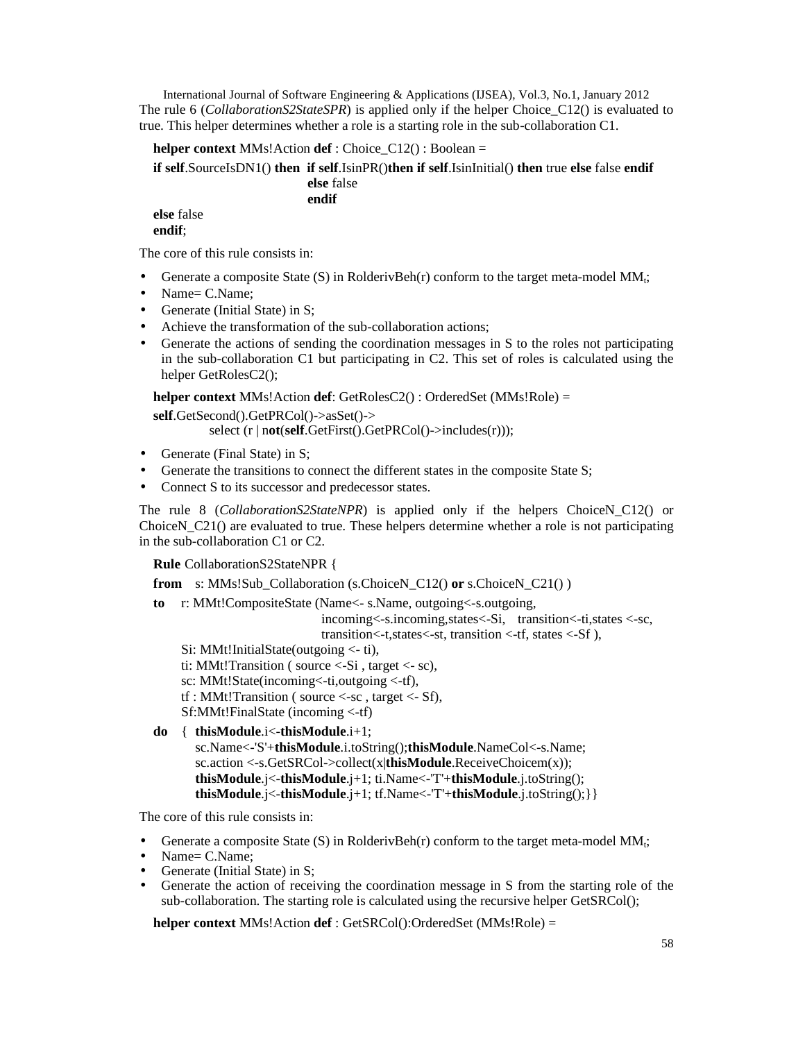The rule 6 (*CollaborationS2StateSPR*) is applied only if the helper Choice_C12() is evaluated to true. This helper determines whether a role is a starting role in the sub-collaboration C1.

```
helper context MMs!Action def : Choice_C12() : Boolean =
if self.SourceIsDN1() then  if self.IsinPR()then if self.IsinInitial() then true else false endif
                            else false
                            endif
else false
endif;
```

The core of this rule consists in:

- Generate a composite State (S) in RolderivBeh(r) conform to the target meta-model $MM_t$;
- Name= C.Name;
- Generate (Initial State) in S;
- Achieve the transformation of the sub-collaboration actions;
- Generate the actions of sending the coordination messages in S to the roles not participating in the sub-collaboration C1 but participating in C2. This set of roles is calculated using the helper GetRolesC2();

```
helper context MMs!Action def: GetRolesC2() : OrderedSet (MMs!Role) =
self.GetSecond().GetPRCol()->asSet()->
        select (r | not(self.GetFirst().GetPRCol()->includes(r)));
```

- Generate (Final State) in S;
- Generate the transitions to connect the different states in the composite State S;
- Connect S to its successor and predecessor states.

The rule 8 (*CollaborationS2StateNPR*) is applied only if the helpers ChoiceN_C12() or ChoiceN_C21() are evaluated to true. These helpers determine whether a role is not participating in the sub-collaboration C1 or C2.

```
Rule CollaborationS2StateNPR {
from   s: MMs!Sub_Collaboration (s.ChoiceN_C12() or s.ChoiceN_C21() )
to     r: MMt!CompositeState (Name<- s.Name, outgoing<-s.outgoing,
                      incoming<-s.incoming,states<-Si,   transition<-ti,states <-sc,
                      transition<-t,states<-st, transition <-tf, states <-Sf ),
       Si: MMt!InitialState(outgoing <- ti),
       ti: MMt!Transition ( source <-Si , target <- sc),
       sc: MMt!State(incoming<-ti,outgoing <-tf),
       tf : MMt!Transition ( source <-sc , target <- Sf),
       Sf:MMt!FinalState (incoming <-tf)
do   {  thisModule.i<-thisModule.i+1;
        sc.Name<-'S'+thisModule.i.toString();thisModule.NameCol<-s.Name;
        sc.action <-s.GetSRCol->collect(x|thisModule.ReceiveChoicem(x));
        thisModule.j<-thisModule.j+1; ti.Name<-'T'+thisModule.j.toString();
        thisModule.j<-thisModule.j+1; tf.Name<-'T'+thisModule.j.toString();}}
```

The core of this rule consists in:

- Generate a composite State (S) in RolderivBeh(r) conform to the target meta-model $MM_t$;
- Name= C.Name;
- Generate (Initial State) in S;
- Generate the action of receiving the coordination message in S from the starting role of the sub-collaboration. The starting role is calculated using the recursive helper GetSRCol();

```
helper context MMs!Action def : GetSRCol():OrderedSet (MMs!Role) =
```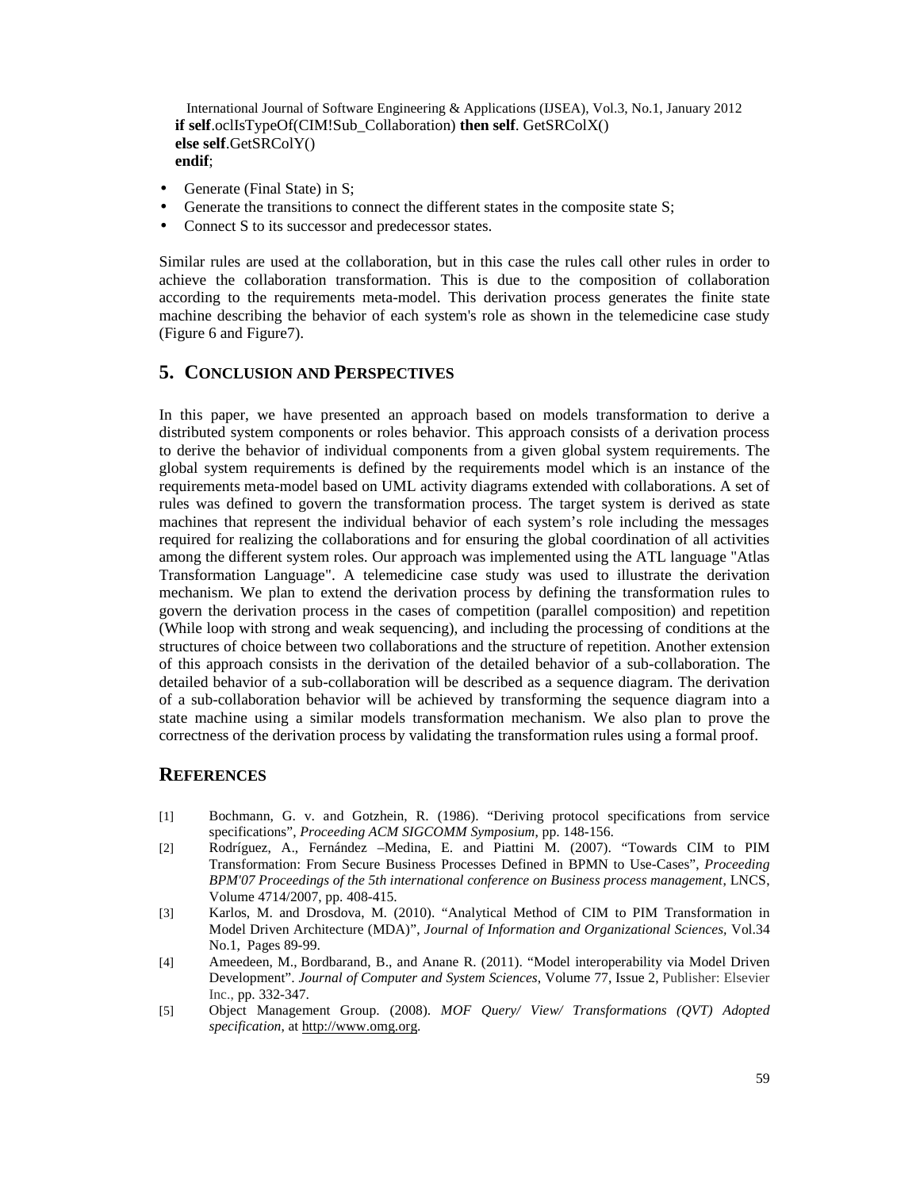```
if self.oclIsTypeOf(CIM!Sub_Collaboration) then self. GetSRColX()
else self.GetSRColY()
endif;
```

- Generate (Final State) in S;
- Generate the transitions to connect the different states in the composite state S;
- Connect S to its successor and predecessor states.

Similar rules are used at the collaboration, but in this case the rules call other rules in order to achieve the collaboration transformation. This is due to the composition of collaboration according to the requirements meta-model. This derivation process generates the finite state machine describing the behavior of each system's role as shown in the telemedicine case study (Figure 6 and Figure7).

## 5. CONCLUSION AND PERSPECTIVES

In this paper, we have presented an approach based on models transformation to derive a distributed system components or roles behavior. This approach consists of a derivation process to derive the behavior of individual components from a given global system requirements. The global system requirements is defined by the requirements model which is an instance of the requirements meta-model based on UML activity diagrams extended with collaborations. A set of rules was defined to govern the transformation process. The target system is derived as state machines that represent the individual behavior of each system's role including the messages required for realizing the collaborations and for ensuring the global coordination of all activities among the different system roles. Our approach was implemented using the ATL language "Atlas Transformation Language". A telemedicine case study was used to illustrate the derivation mechanism. We plan to extend the derivation process by defining the transformation rules to govern the derivation process in the cases of competition (parallel composition) and repetition (While loop with strong and weak sequencing), and including the processing of conditions at the structures of choice between two collaborations and the structure of repetition. Another extension of this approach consists in the derivation of the detailed behavior of a sub-collaboration. The detailed behavior of a sub-collaboration will be described as a sequence diagram. The derivation of a sub-collaboration behavior will be achieved by transforming the sequence diagram into a state machine using a similar models transformation mechanism. We also plan to prove the correctness of the derivation process by validating the transformation rules using a formal proof.

## REFERENCES

[1] Bochmann, G. v. and Gotzhein, R. (1986). "Deriving protocol specifications from service specifications", *Proceeding ACM SIGCOMM Symposium*, pp. 148-156.

[2] Rodríguez, A., Fernández –Medina, E. and Piattini M. (2007). "Towards CIM to PIM Transformation: From Secure Business Processes Defined in BPMN to Use-Cases", *Proceeding BPM'07 Proceedings of the 5th international conference on Business process management*, LNCS, Volume 4714/2007, pp. 408-415.

[3] Karlos, M. and Drosdova, M. (2010). "Analytical Method of CIM to PIM Transformation in Model Driven Architecture (MDA)", *Journal of Information and Organizational Sciences*, Vol.34 No.1, Pages 89-99.

[4] Ameedeen, M., Bordbarand, B., and Anane R. (2011). "Model interoperability via Model Driven Development". *Journal of Computer and System Sciences*, Volume 77, Issue 2, Publisher: Elsevier Inc., pp. 332-347.

[5] Object Management Group. (2008). *MOF Query/ View/ Transformations (QVT) Adopted specification*, at http://www.omg.org.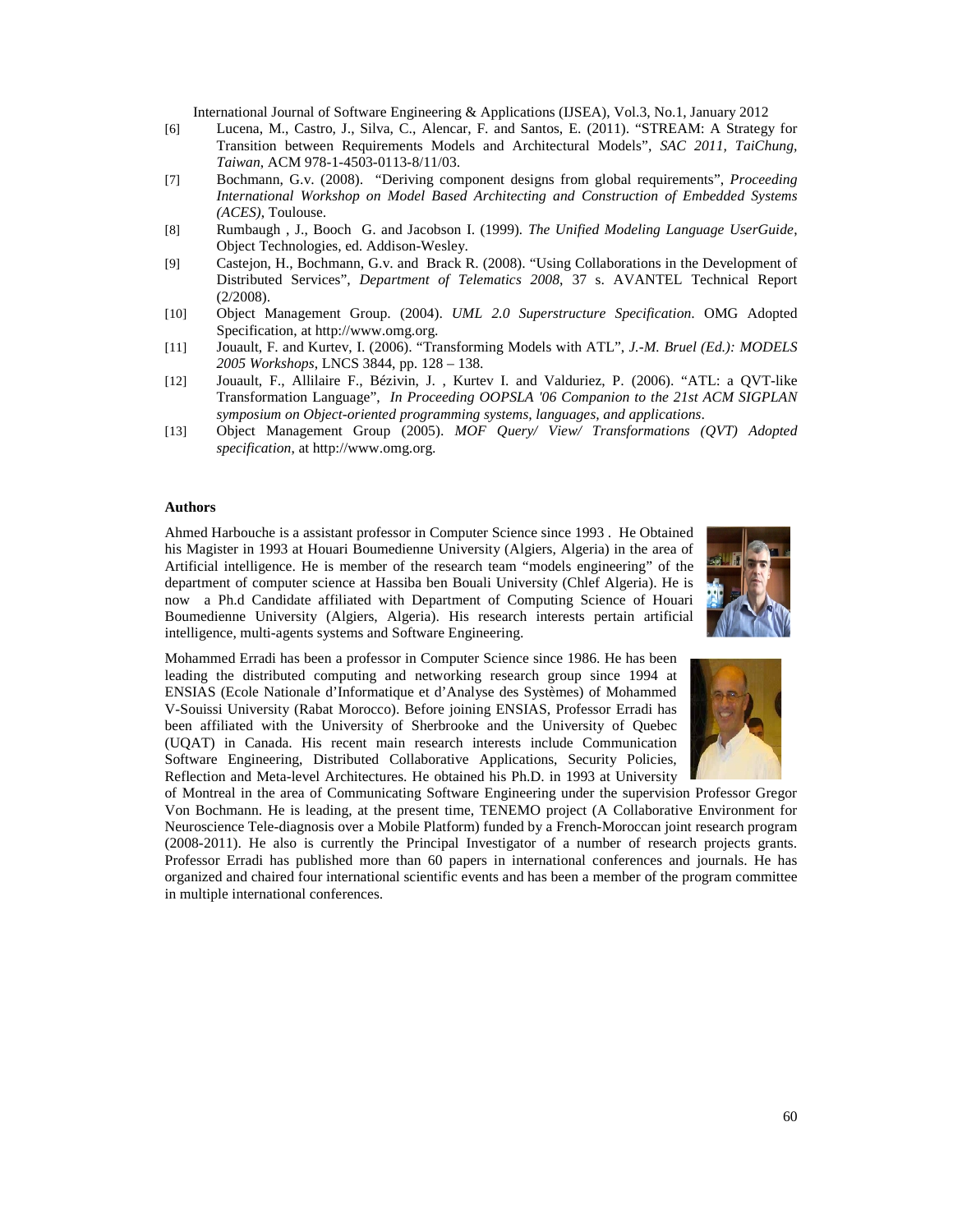[6] Lucena, M., Castro, J., Silva, C., Alencar, F. and Santos, E. (2011). "STREAM: A Strategy for Transition between Requirements Models and Architectural Models", *SAC 2011, TaiChung, Taiwan*, ACM 978-1-4503-0113-8/11/03.

[7] Bochmann, G.v. (2008). "Deriving component designs from global requirements", *Proceeding International Workshop on Model Based Architecting and Construction of Embedded Systems (ACES)*, Toulouse.

[8] Rumbaugh , J., Booch G. and Jacobson I. (1999). *The Unified Modeling Language UserGuide*, Object Technologies, ed. Addison-Wesley.

[9] Castejon, H., Bochmann, G.v. and Brack R. (2008). "Using Collaborations in the Development of Distributed Services", *Department of Telematics 2008*, 37 s. AVANTEL Technical Report (2/2008).

[10] Object Management Group. (2004). *UML 2.0 Superstructure Specification*. OMG Adopted Specification, at http://www.omg.org.

[11] Jouault, F. and Kurtev, I. (2006). "Transforming Models with ATL", *J.-M. Bruel (Ed.): MODELS 2005 Workshops*, LNCS 3844, pp. 128 – 138.

[12] Jouault, F., Allilaire F., Bézivin, J. , Kurtev I. and Valduriez, P. (2006). "ATL: a QVT-like Transformation Language", *In Proceeding OOPSLA '06 Companion to the 21st ACM SIGPLAN symposium on Object-oriented programming systems, languages, and applications*.

[13] Object Management Group (2005). *MOF Query/ View/ Transformations (QVT) Adopted specification*, at http://www.omg.org.

**Authors**

Ahmed Harbouche is a assistant professor in Computer Science since 1993 . He Obtained his Magister in 1993 at Houari Boumedienne University (Algiers, Algeria) in the area of Artificial intelligence. He is member of the research team "models engineering" of the department of computer science at Hassiba ben Bouali University (Chlef Algeria). He is now a Ph.d Candidate affiliated with Department of Computing Science of Houari Boumedienne University (Algiers, Algeria). His research interests pertain artificial intelligence, multi-agents systems and Software Engineering.

Mohammed Erradi has been a professor in Computer Science since 1986. He has been leading the distributed computing and networking research group since 1994 at ENSIAS (Ecole Nationale d'Informatique et d'Analyse des Systèmes) of Mohammed V-Souissi University (Rabat Morocco). Before joining ENSIAS, Professor Erradi has been affiliated with the University of Sherbrooke and the University of Quebec (UQAT) in Canada. His recent main research interests include Communication Software Engineering, Distributed Collaborative Applications, Security Policies, Reflection and Meta-level Architectures. He obtained his Ph.D. in 1993 at University of Montreal in the area of Communicating Software Engineering under the supervision Professor Gregor Von Bochmann. He is leading, at the present time, TENEMO project (A Collaborative Environment for Neuroscience Tele-diagnosis over a Mobile Platform) funded by a French-Moroccan joint research program (2008-2011). He also is currently the Principal Investigator of a number of research projects grants. Professor Erradi has published more than 60 papers in international conferences and journals. He has organized and chaired four international scientific events and has been a member of the program committee in multiple international conferences.